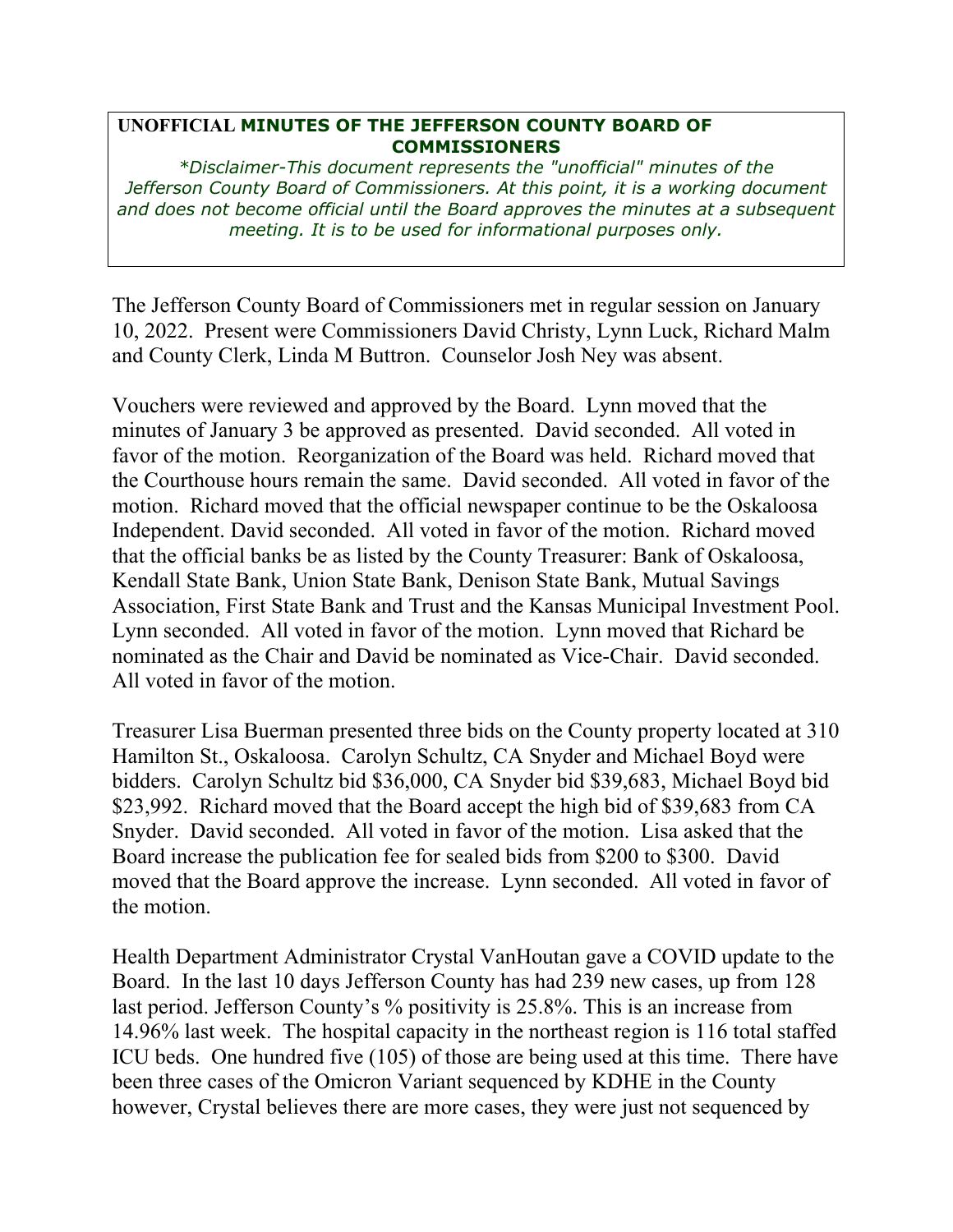**UNOFFICIAL MINUTES OF THE JEFFERSON COUNTY BOARD OF COMMISSIONERS**

*\*Disclaimer-This document represents the "unofficial" minutes of the Jefferson County Board of Commissioners. At this point, it is a working document and does not become official until the Board approves the minutes at a subsequent meeting. It is to be used for informational purposes only.*

The Jefferson County Board of Commissioners met in regular session on January 10, 2022. Present were Commissioners David Christy, Lynn Luck, Richard Malm and County Clerk, Linda M Buttron. Counselor Josh Ney was absent.

Vouchers were reviewed and approved by the Board. Lynn moved that the minutes of January 3 be approved as presented. David seconded. All voted in favor of the motion. Reorganization of the Board was held. Richard moved that the Courthouse hours remain the same. David seconded. All voted in favor of the motion. Richard moved that the official newspaper continue to be the Oskaloosa Independent. David seconded. All voted in favor of the motion. Richard moved that the official banks be as listed by the County Treasurer: Bank of Oskaloosa, Kendall State Bank, Union State Bank, Denison State Bank, Mutual Savings Association, First State Bank and Trust and the Kansas Municipal Investment Pool. Lynn seconded. All voted in favor of the motion. Lynn moved that Richard be nominated as the Chair and David be nominated as Vice-Chair. David seconded. All voted in favor of the motion.

Treasurer Lisa Buerman presented three bids on the County property located at 310 Hamilton St., Oskaloosa. Carolyn Schultz, CA Snyder and Michael Boyd were bidders. Carolyn Schultz bid $36,000, CA Snyder bid $39,683, Michael Boyd bid $23,992. Richard moved that the Board accept the high bid of $39,683 from CA Snyder. David seconded. All voted in favor of the motion. Lisa asked that the Board increase the publication fee for sealed bids from $200 to $300. David moved that the Board approve the increase. Lynn seconded. All voted in favor of the motion.

Health Department Administrator Crystal VanHoutan gave a COVID update to the Board. In the last 10 days Jefferson County has had 239 new cases, up from 128 last period. Jefferson County's % positivity is 25.8%. This is an increase from 14.96% last week. The hospital capacity in the northeast region is 116 total staffed ICU beds. One hundred five (105) of those are being used at this time. There have been three cases of the Omicron Variant sequenced by KDHE in the County however, Crystal believes there are more cases, they were just not sequenced by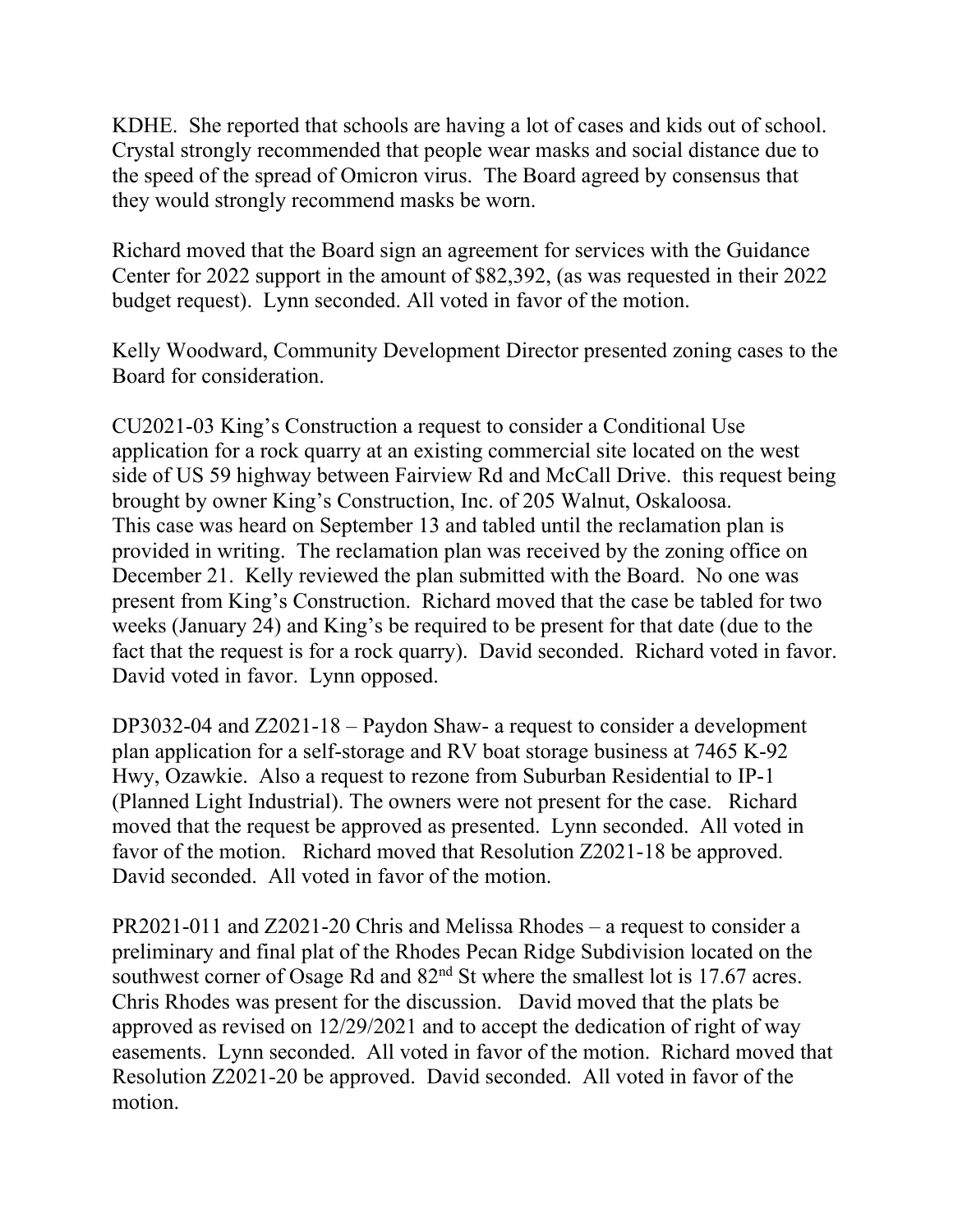KDHE. She reported that schools are having a lot of cases and kids out of school. Crystal strongly recommended that people wear masks and social distance due to the speed of the spread of Omicron virus. The Board agreed by consensus that they would strongly recommend masks be worn.

Richard moved that the Board sign an agreement for services with the Guidance Center for 2022 support in the amount of $82,392, (as was requested in their 2022 budget request). Lynn seconded. All voted in favor of the motion.

Kelly Woodward, Community Development Director presented zoning cases to the Board for consideration.

CU2021-03 King's Construction a request to consider a Conditional Use application for a rock quarry at an existing commercial site located on the west side of US 59 highway between Fairview Rd and McCall Drive. this request being brought by owner King's Construction, Inc. of 205 Walnut, Oskaloosa. This case was heard on September 13 and tabled until the reclamation plan is provided in writing. The reclamation plan was received by the zoning office on December 21. Kelly reviewed the plan submitted with the Board. No one was present from King's Construction. Richard moved that the case be tabled for two weeks (January 24) and King's be required to be present for that date (due to the fact that the request is for a rock quarry). David seconded. Richard voted in favor. David voted in favor. Lynn opposed.

DP3032-04 and Z2021-18 – Paydon Shaw- a request to consider a development plan application for a self-storage and RV boat storage business at 7465 K-92 Hwy, Ozawkie. Also a request to rezone from Suburban Residential to IP-1 (Planned Light Industrial). The owners were not present for the case. Richard moved that the request be approved as presented. Lynn seconded. All voted in favor of the motion. Richard moved that Resolution Z2021-18 be approved. David seconded. All voted in favor of the motion.

PR2021-011 and Z2021-20 Chris and Melissa Rhodes – a request to consider a preliminary and final plat of the Rhodes Pecan Ridge Subdivision located on the southwest corner of Osage Rd and 82nd St where the smallest lot is 17.67 acres. Chris Rhodes was present for the discussion. David moved that the plats be approved as revised on 12/29/2021 and to accept the dedication of right of way easements. Lynn seconded. All voted in favor of the motion. Richard moved that Resolution Z2021-20 be approved. David seconded. All voted in favor of the motion.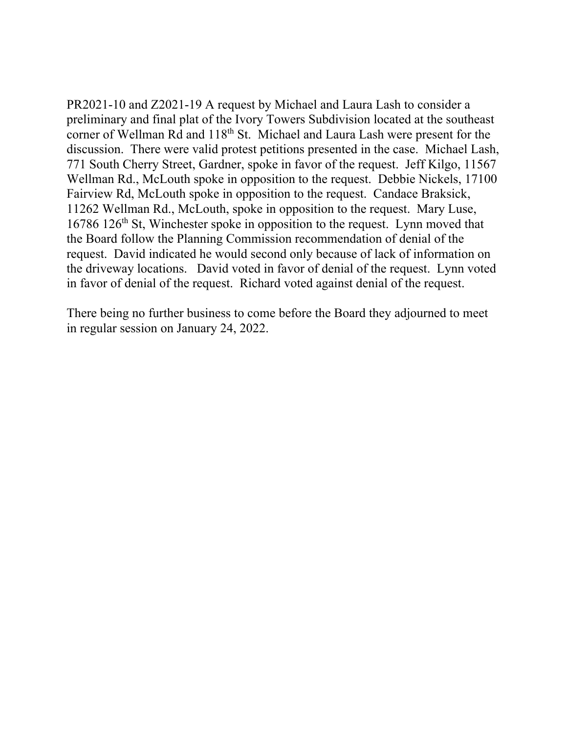PR2021-10 and Z2021-19 A request by Michael and Laura Lash to consider a preliminary and final plat of the Ivory Towers Subdivision located at the southeast corner of Wellman Rd and 118th St. Michael and Laura Lash were present for the discussion. There were valid protest petitions presented in the case. Michael Lash, 771 South Cherry Street, Gardner, spoke in favor of the request. Jeff Kilgo, 11567 Wellman Rd., McLouth spoke in opposition to the request. Debbie Nickels, 17100 Fairview Rd, McLouth spoke in opposition to the request. Candace Braksick, 11262 Wellman Rd., McLouth, spoke in opposition to the request. Mary Luse, 16786 126th St, Winchester spoke in opposition to the request. Lynn moved that the Board follow the Planning Commission recommendation of denial of the request. David indicated he would second only because of lack of information on the driveway locations. David voted in favor of denial of the request. Lynn voted in favor of denial of the request. Richard voted against denial of the request.

There being no further business to come before the Board they adjourned to meet in regular session on January 24, 2022.